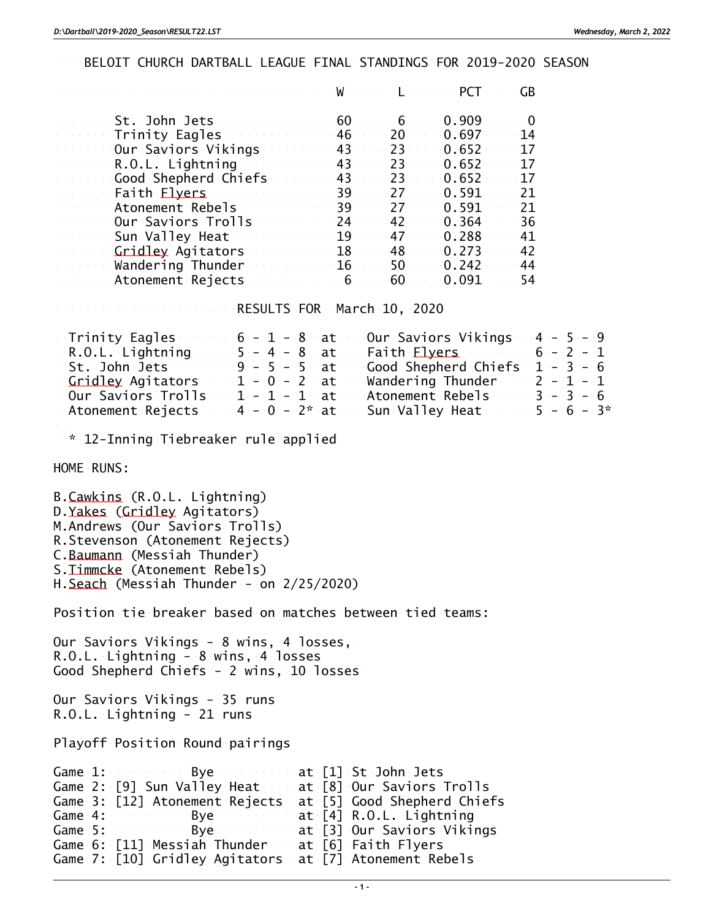# BELOIT CHURCH DARTBALL LEAGUE FINAL STANDINGS FOR 2019-2020 SEASON

| | W | L | PCT | GB |
|---|---|---|---|---|
| St. John Jets | 60 | 6 | 0.909 | 0 |
| Trinity Eagles | 46 | 20 | 0.697 | 14 |
| Our Saviors Vikings | 43 | 23 | 0.652 | 17 |
| R.O.L. Lightning | 43 | 23 | 0.652 | 17 |
| Good Shepherd Chiefs | 43 | 23 | 0.652 | 17 |
| Faith Flyers | 39 | 27 | 0.591 | 21 |
| Atonement Rebels | 39 | 27 | 0.591 | 21 |
| Our Saviors Trolls | 24 | 42 | 0.364 | 36 |
| Sun Valley Heat | 19 | 47 | 0.288 | 41 |
| Gridley Agitators | 18 | 48 | 0.273 | 42 |
| Wandering Thunder | 16 | 50 | 0.242 | 44 |
| Atonement Rejects | 6 | 60 | 0.091 | 54 |

## RESULTS FOR March 10, 2020

| | | | | |
|---|---|---|---|---|
| Trinity Eagles | 6 - 1 - 8 | at | Our Saviors Vikings | 4 - 5 - 9 |
| R.O.L. Lightning | 5 - 4 - 8 | at | Faith Flyers | 6 - 2 - 1 |
| St. John Jets | 9 - 5 - 5 | at | Good Shepherd Chiefs | 1 - 3 - 6 |
| Gridley Agitators | 1 - 0 - 2 | at | Wandering Thunder | 2 - 1 - 1 |
| Our Saviors Trolls | 1 - 1 - 1 | at | Atonement Rebels | 3 - 3 - 6 |
| Atonement Rejects | 4 - 0 - 2* | at | Sun Valley Heat | 5 - 6 - 3* |

* 12-Inning Tiebreaker rule applied

HOME RUNS:

B.Cawkins (R.O.L. Lightning)
D.Yakes (Gridley Agitators)
M.Andrews (Our Saviors Trolls)
R.Stevenson (Atonement Rejects)
C.Baumann (Messiah Thunder)
S.Timmcke (Atonement Rebels)
H.Seach (Messiah Thunder - on 2/25/2020)

Position tie breaker based on matches between tied teams:

Our Saviors Vikings - 8 wins, 4 losses,
R.O.L. Lightning - 8 wins, 4 losses
Good Shepherd Chiefs - 2 wins, 10 losses

Our Saviors Vikings - 35 runs
R.O.L. Lightning - 21 runs

Playoff Position Round pairings

Game 1: Bye at [1] St John Jets
Game 2: [9] Sun Valley Heat at [8] Our Saviors Trolls
Game 3: [12] Atonement Rejects at [5] Good Shepherd Chiefs
Game 4: Bye at [4] R.O.L. Lightning
Game 5: Bye at [3] Our Saviors Vikings
Game 6: [11] Messiah Thunder at [6] Faith Flyers
Game 7: [10] Gridley Agitators at [7] Atonement Rebels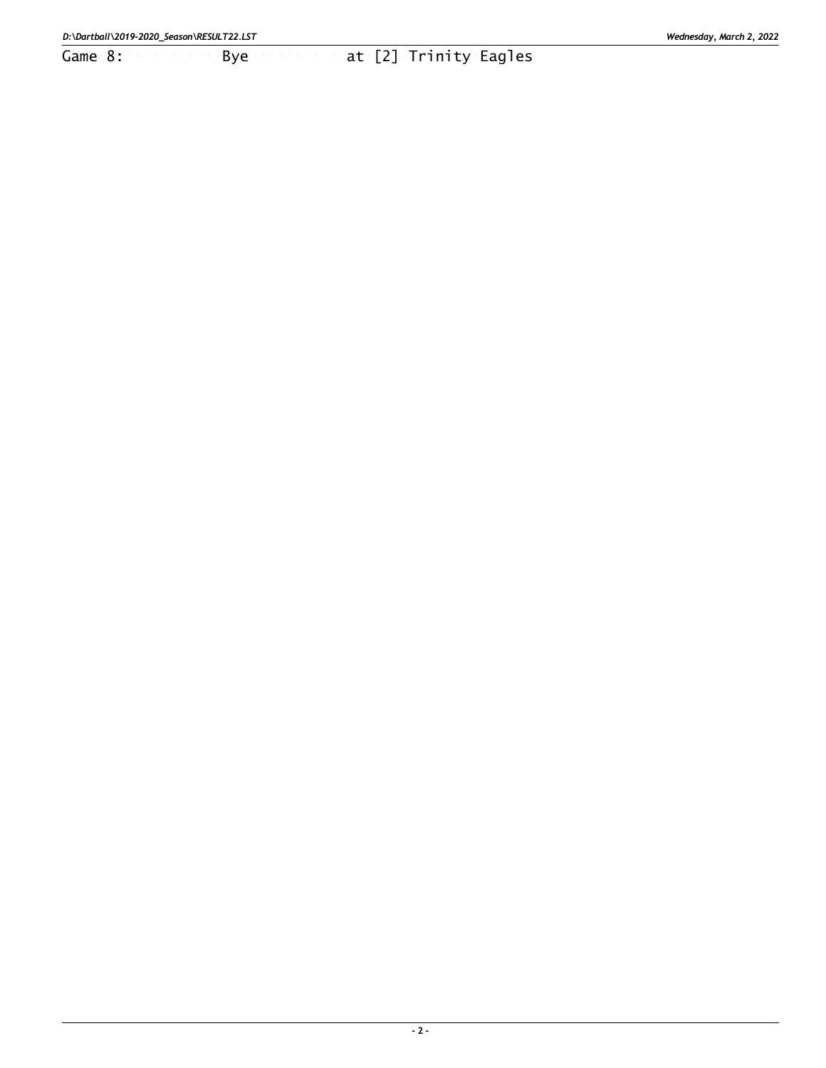Game 8: Bye at [2] Trinity Eagles